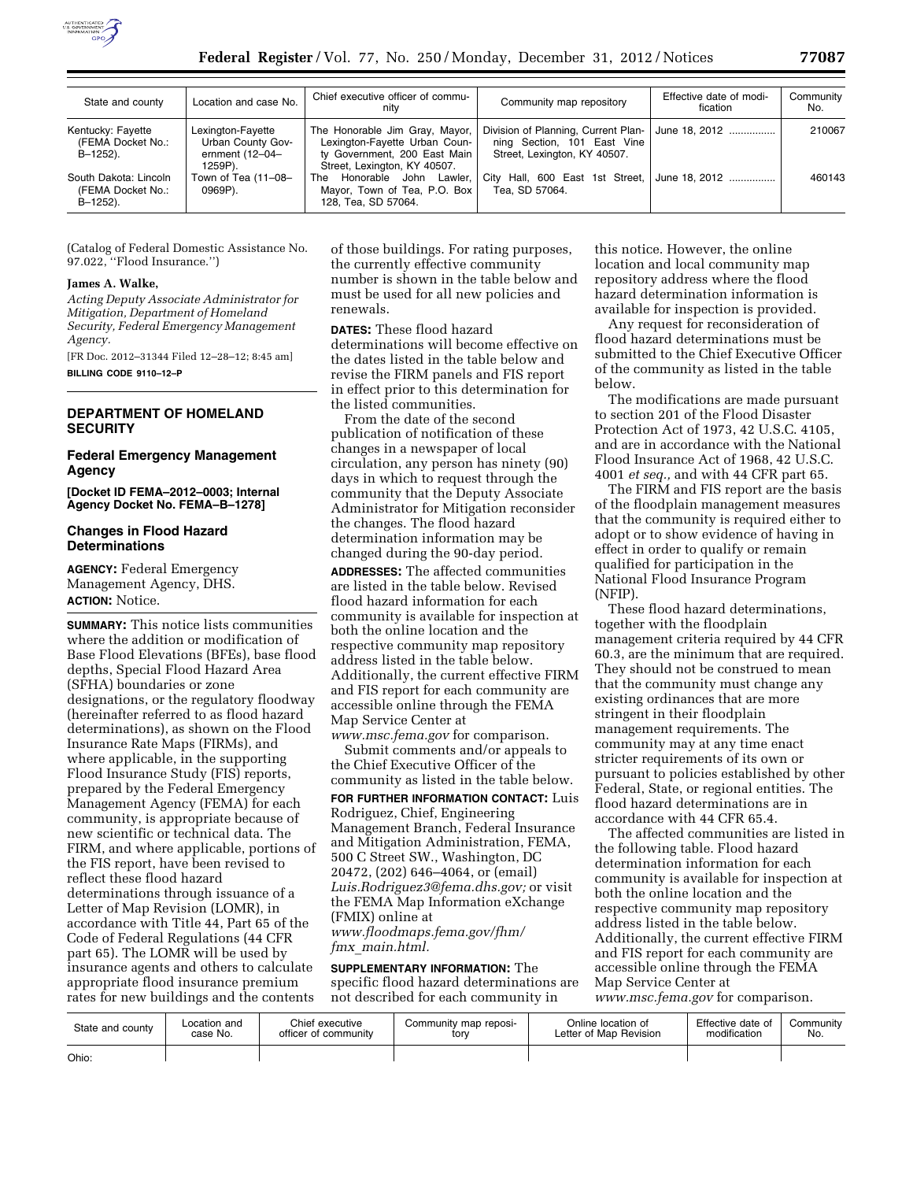| State and county | Location and case No. | Chief executive officer of community | Community map repository | Effective date of modification | Community No. |
|---|---|---|---|---|---|
| Kentucky: Fayette (FEMA Docket No.: B–1252). | Lexington-Fayette Urban County Government (12–04–1259P). | The Honorable Jim Gray, Mayor, Lexington-Fayette Urban County Government, 200 East Main Street, Lexington, KY 40507. | Division of Planning, Current Planning Section, 101 East Vine Street, Lexington, KY 40507. | June 18, 2012 | 210067 |
| South Dakota: Lincoln (FEMA Docket No.: B–1252). | Town of Tea (11–08–0969P). | The Honorable John Lawler, Mayor, Town of Tea, P.O. Box 128, Tea, SD 57064. | City Hall, 600 East 1st Street, Tea, SD 57064. | June 18, 2012 | 460143 |

(Catalog of Federal Domestic Assistance No. 97.022, "Flood Insurance.")

**James A. Walke,**

*Acting Deputy Associate Administrator for Mitigation, Department of Homeland Security, Federal Emergency Management Agency.*

[FR Doc. 2012–31344 Filed 12–28–12; 8:45 am]

**BILLING CODE 9110–12–P**

## DEPARTMENT OF HOMELAND SECURITY

### Federal Emergency Management Agency

**[Docket ID FEMA–2012–0003; Internal Agency Docket No. FEMA–B–1278]**

### Changes in Flood Hazard Determinations

**AGENCY:** Federal Emergency Management Agency, DHS.

**ACTION:** Notice.

**SUMMARY:** This notice lists communities where the addition or modification of Base Flood Elevations (BFEs), base flood depths, Special Flood Hazard Area (SFHA) boundaries or zone designations, or the regulatory floodway (hereinafter referred to as flood hazard determinations), as shown on the Flood Insurance Rate Maps (FIRMs), and where applicable, in the supporting Flood Insurance Study (FIS) reports, prepared by the Federal Emergency Management Agency (FEMA) for each community, is appropriate because of new scientific or technical data. The FIRM, and where applicable, portions of the FIS report, have been revised to reflect these flood hazard determinations through issuance of a Letter of Map Revision (LOMR), in accordance with Title 44, Part 65 of the Code of Federal Regulations (44 CFR part 65). The LOMR will be used by insurance agents and others to calculate appropriate flood insurance premium rates for new buildings and the contents of those buildings. For rating purposes, the currently effective community number is shown in the table below and must be used for all new policies and renewals.

**DATES:** These flood hazard determinations will become effective on the dates listed in the table below and revise the FIRM panels and FIS report in effect prior to this determination for the listed communities.

From the date of the second publication of notification of these changes in a newspaper of local circulation, any person has ninety (90) days in which to request through the community that the Deputy Associate Administrator for Mitigation reconsider the changes. The flood hazard determination information may be changed during the 90-day period.

**ADDRESSES:** The affected communities are listed in the table below. Revised flood hazard information for each community is available for inspection at both the online location and the respective community map repository address listed in the table below. Additionally, the current effective FIRM and FIS report for each community are accessible online through the FEMA Map Service Center at *www.msc.fema.gov* for comparison.

Submit comments and/or appeals to the Chief Executive Officer of the community as listed in the table below.

**FOR FURTHER INFORMATION CONTACT:** Luis Rodriguez, Chief, Engineering Management Branch, Federal Insurance and Mitigation Administration, FEMA, 500 C Street SW., Washington, DC 20472, (202) 646–4064, or (email) *Luis.Rodriguez3@fema.dhs.gov;* or visit the FEMA Map Information eXchange (FMIX) online at *www.floodmaps.fema.gov/fhm/fmx_main.html.*

**SUPPLEMENTARY INFORMATION:** The specific flood hazard determinations are not described for each community in this notice. However, the online location and local community map repository address where the flood hazard determination information is available for inspection is provided.

Any request for reconsideration of flood hazard determinations must be submitted to the Chief Executive Officer of the community as listed in the table below.

The modifications are made pursuant to section 201 of the Flood Disaster Protection Act of 1973, 42 U.S.C. 4105, and are in accordance with the National Flood Insurance Act of 1968, 42 U.S.C. 4001 *et seq.,* and with 44 CFR part 65.

The FIRM and FIS report are the basis of the floodplain management measures that the community is required either to adopt or to show evidence of having in effect in order to qualify or remain qualified for participation in the National Flood Insurance Program (NFIP).

These flood hazard determinations, together with the floodplain management criteria required by 44 CFR 60.3, are the minimum that are required. They should not be construed to mean that the community must change any existing ordinances that are more stringent in their floodplain management requirements. The community may at any time enact stricter requirements of its own or pursuant to policies established by other Federal, State, or regional entities. The flood hazard determinations are in accordance with 44 CFR 65.4.

The affected communities are listed in the following table. Flood hazard determination information for each community is available for inspection at both the online location and the respective community map repository address listed in the table below. Additionally, the current effective FIRM and FIS report for each community are accessible online through the FEMA Map Service Center at *www.msc.fema.gov* for comparison.

| State and county | Location and case No. | Chief executive officer of community | Community map repository | Online location of Letter of Map Revision | Effective date of modification | Community No. |
|---|---|---|---|---|---|---|
| Ohio: | | | | | | |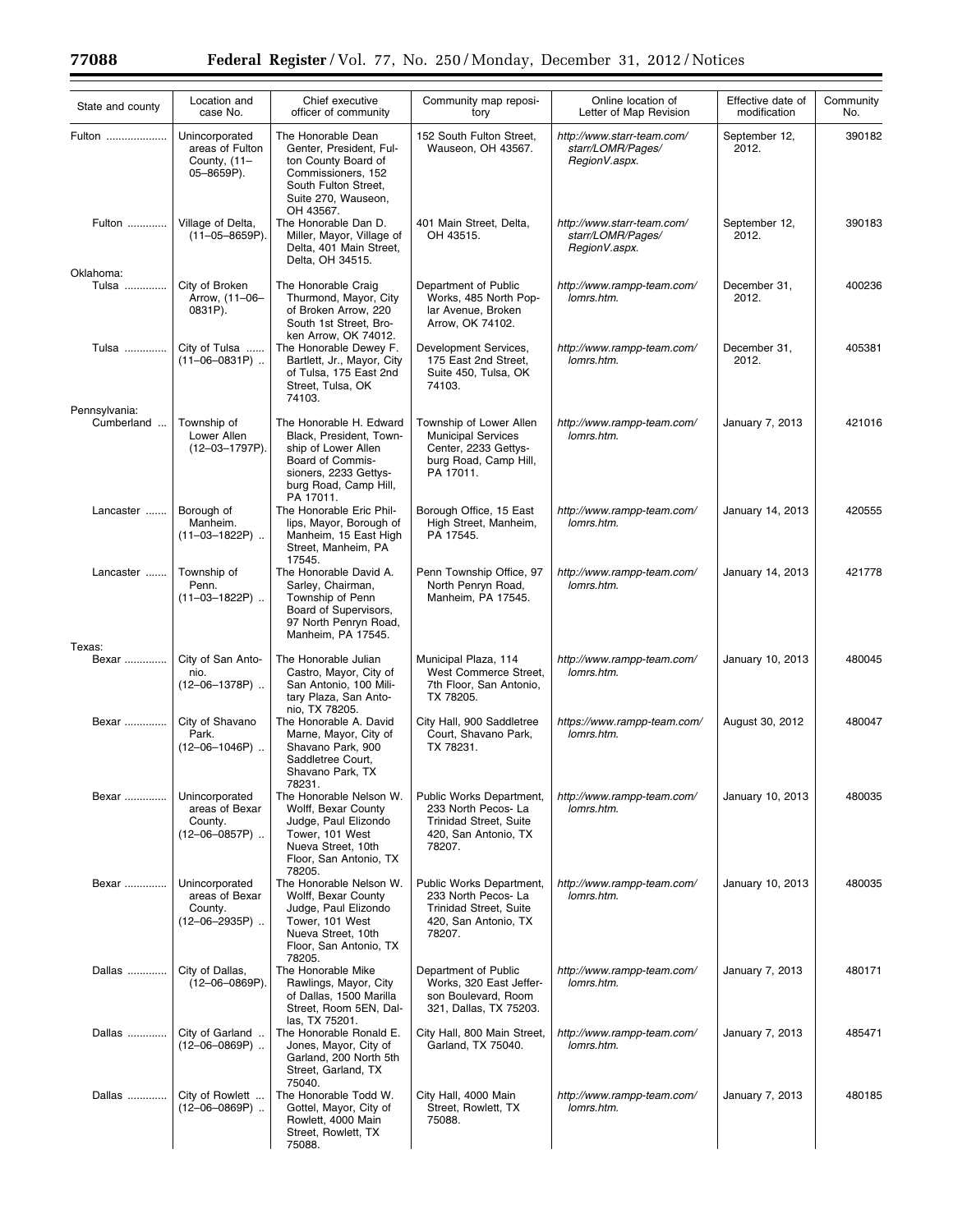| State and county | Location and case No. | Chief executive officer of community | Community map repository | Online location of Letter of Map Revision | Effective date of modification | Community No. |
|---|---|---|---|---|---|---|
| Fulton | Unincorporated areas of Fulton County, (11–05–8659P). | The Honorable Dean Genter, President, Fulton County Board of Commissioners, 152 South Fulton Street, Suite 270, Wauseon, OH 43567. | 152 South Fulton Street, Wauseon, OH 43567. | *http://www.starr-team.com/starr/LOMR/Pages/RegionV.aspx.* | September 12, 2012. | 390182 |
| Fulton | Village of Delta, (11–05–8659P). | The Honorable Dan D. Miller, Mayor, Village of Delta, 401 Main Street, Delta, OH 34515. | 401 Main Street, Delta, OH 43515. | *http://www.starr-team.com/starr/LOMR/Pages/RegionV.aspx.* | September 12, 2012. | 390183 |
| Oklahoma: | | | | | | |
| Tulsa | City of Broken Arrow, (11–06–0831P). | The Honorable Craig Thurmond, Mayor, City of Broken Arrow, 220 South 1st Street, Broken Arrow, OK 74012. | Department of Public Works, 485 North Poplar Avenue, Broken Arrow, OK 74102. | *http://www.rampp-team.com/lomrs.htm.* | December 31, 2012. | 400236 |
| Tulsa | City of Tulsa (11–06–0831P) | The Honorable Dewey F. Bartlett, Jr., Mayor, City of Tulsa, 175 East 2nd Street, Tulsa, OK 74103. | Development Services, 175 East 2nd Street, Suite 450, Tulsa, OK 74103. | *http://www.rampp-team.com/lomrs.htm.* | December 31, 2012. | 405381 |
| Pennsylvania: | | | | | | |
| Cumberland | Township of Lower Allen (12–03–1797P). | The Honorable H. Edward Black, President, Township of Lower Allen Board of Commissioners, 2233 Gettysburg Road, Camp Hill, PA 17011. | Township of Lower Allen Municipal Services Center, 2233 Gettysburg Road, Camp Hill, PA 17011. | *http://www.rampp-team.com/lomrs.htm.* | January 7, 2013 | 421016 |
| Lancaster | Borough of Manheim. (11–03–1822P) | The Honorable Eric Phillips, Mayor, Borough of Manheim, 15 East High Street, Manheim, PA 17545. | Borough Office, 15 East High Street, Manheim, PA 17545. | *http://www.rampp-team.com/lomrs.htm.* | January 14, 2013 | 420555 |
| Lancaster | Township of Penn. (11–03–1822P) | The Honorable David A. Sarley, Chairman, Township of Penn Board of Supervisors, 97 North Penryn Road, Manheim, PA 17545. | Penn Township Office, 97 North Penryn Road, Manheim, PA 17545. | *http://www.rampp-team.com/lomrs.htm.* | January 14, 2013 | 421778 |
| Texas: | | | | | | |
| Bexar | City of San Antonio. (12–06–1378P) | The Honorable Julian Castro, Mayor, City of San Antonio, 100 Military Plaza, San Antonio, TX 78205. | Municipal Plaza, 114 West Commerce Street, 7th Floor, San Antonio, TX 78205. | *http://www.rampp-team.com/lomrs.htm.* | January 10, 2013 | 480045 |
| Bexar | City of Shavano Park. (12–06–1046P) | The Honorable A. David Marne, Mayor, City of Shavano Park, 900 Saddletree Court, Shavano Park, TX 78231. | City Hall, 900 Saddletree Court, Shavano Park, TX 78231. | *https://www.rampp-team.com/lomrs.htm.* | August 30, 2012 | 480047 |
| Bexar | Unincorporated areas of Bexar County. (12–06–0857P) | The Honorable Nelson W. Wolff, Bexar County Judge, Paul Elizondo Tower, 101 West Nueva Street, 10th Floor, San Antonio, TX 78205. | Public Works Department, 233 North Pecos- La Trinidad Street, Suite 420, San Antonio, TX 78207. | *http://www.rampp-team.com/lomrs.htm.* | January 10, 2013 | 480035 |
| Bexar | Unincorporated areas of Bexar County. (12–06–2935P) | The Honorable Nelson W. Wolff, Bexar County Judge, Paul Elizondo Tower, 101 West Nueva Street, 10th Floor, San Antonio, TX 78205. | Public Works Department, 233 North Pecos- La Trinidad Street, Suite 420, San Antonio, TX 78207. | *http://www.rampp-team.com/lomrs.htm.* | January 10, 2013 | 480035 |
| Dallas | City of Dallas, (12–06–0869P). | The Honorable Mike Rawlings, Mayor, City of Dallas, 1500 Marilla Street, Room 5EN, Dallas, TX 75201. | Department of Public Works, 320 East Jefferson Boulevard, Room 321, Dallas, TX 75203. | *http://www.rampp-team.com/lomrs.htm.* | January 7, 2013 | 480171 |
| Dallas | City of Garland (12–06–0869P) | The Honorable Ronald E. Jones, Mayor, City of Garland, 200 North 5th Street, Garland, TX 75040. | City Hall, 800 Main Street, Garland, TX 75040. | *http://www.rampp-team.com/lomrs.htm.* | January 7, 2013 | 485471 |
| Dallas | City of Rowlett (12–06–0869P) | The Honorable Todd W. Gottel, Mayor, City of Rowlett, 4000 Main Street, Rowlett, TX 75088. | City Hall, 4000 Main Street, Rowlett, TX 75088. | *http://www.rampp-team.com/lomrs.htm.* | January 7, 2013 | 480185 |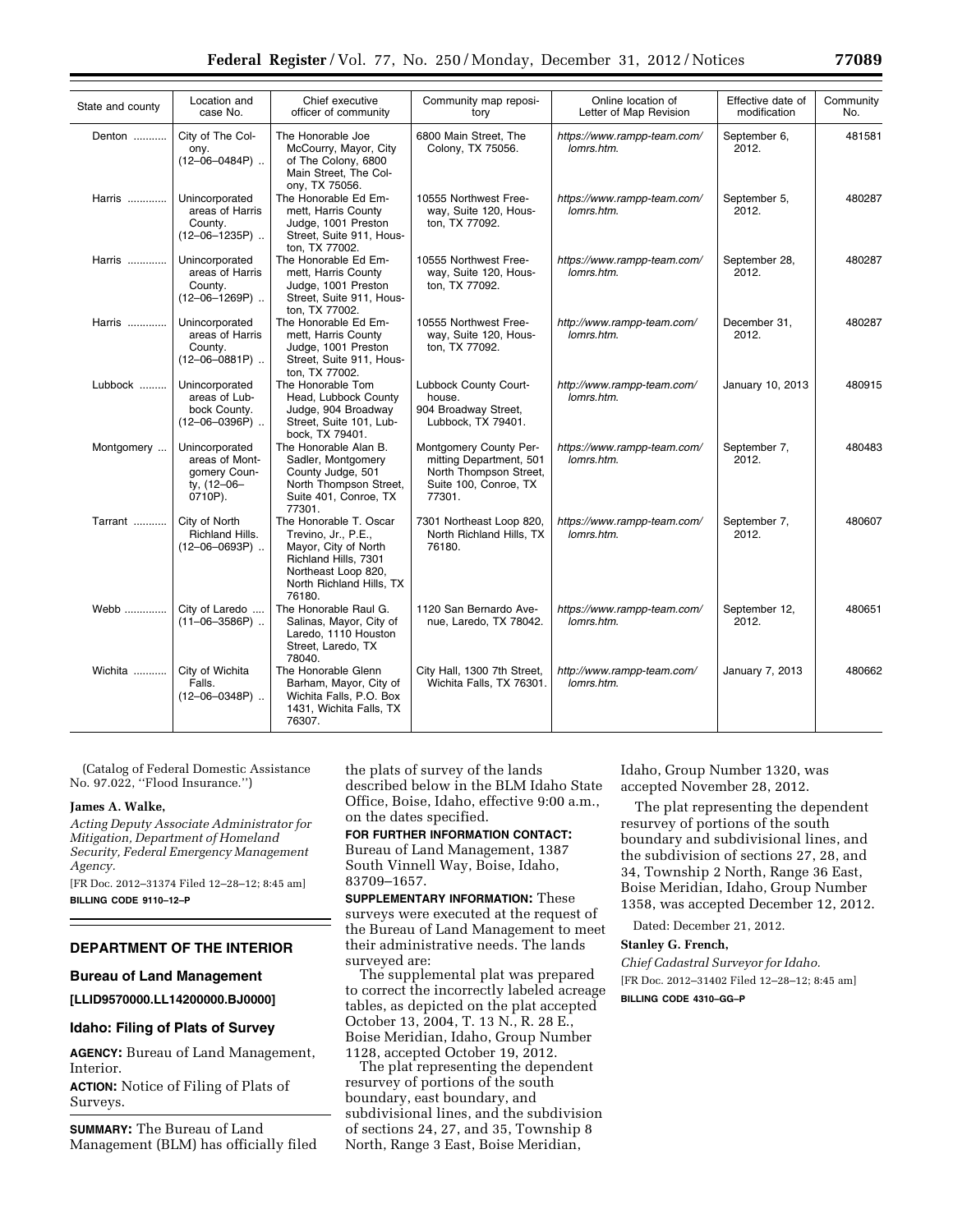| State and county | Location and case No. | Chief executive officer of community | Community map repository | Online location of Letter of Map Revision | Effective date of modification | Community No. |
| --- | --- | --- | --- | --- | --- | --- |
| Denton | City of The Colony. (12–06–0484P) | The Honorable Joe McCourry, Mayor, City of The Colony, 6800 Main Street, The Colony, TX 75056. | 6800 Main Street, The Colony, TX 75056. | *https://www.rampp-team.com/lomrs.htm.* | September 6, 2012. | 481581 |
| Harris | Unincorporated areas of Harris County. (12–06–1235P) | The Honorable Ed Emmett, Harris County Judge, 1001 Preston Street, Suite 911, Houston, TX 77002. | 10555 Northwest Freeway, Suite 120, Houston, TX 77092. | *https://www.rampp-team.com/lomrs.htm.* | September 5, 2012. | 480287 |
| Harris | Unincorporated areas of Harris County. (12–06–1269P) | The Honorable Ed Emmett, Harris County Judge, 1001 Preston Street, Suite 911, Houston, TX 77002. | 10555 Northwest Freeway, Suite 120, Houston, TX 77092. | *https://www.rampp-team.com/lomrs.htm.* | September 28, 2012. | 480287 |
| Harris | Unincorporated areas of Harris County. (12–06–0881P) | The Honorable Ed Emmett, Harris County Judge, 1001 Preston Street, Suite 911, Houston, TX 77002. | 10555 Northwest Freeway, Suite 120, Houston, TX 77092. | *http://www.rampp-team.com/lomrs.htm.* | December 31, 2012. | 480287 |
| Lubbock | Unincorporated areas of Lubbock County. (12–06–0396P) | The Honorable Tom Head, Lubbock County Judge, 904 Broadway Street, Suite 101, Lubbock, TX 79401. | Lubbock County Courthouse. 904 Broadway Street, Lubbock, TX 79401. | *http://www.rampp-team.com/lomrs.htm.* | January 10, 2013 | 480915 |
| Montgomery | Unincorporated areas of Montgomery County, (12–06–0710P). | The Honorable Alan B. Sadler, Montgomery County Judge, 501 North Thompson Street, Suite 401, Conroe, TX 77301. | Montgomery County Permitting Department, 501 North Thompson Street, Suite 100, Conroe, TX 77301. | *https://www.rampp-team.com/lomrs.htm.* | September 7, 2012. | 480483 |
| Tarrant | City of North Richland Hills. (12–06–0693P) | The Honorable T. Oscar Trevino, Jr., P.E., Mayor, City of North Richland Hills, 7301 Northeast Loop 820, North Richland Hills, TX 76180. | 7301 Northeast Loop 820, North Richland Hills, TX 76180. | *https://www.rampp-team.com/lomrs.htm.* | September 7, 2012. | 480607 |
| Webb | City of Laredo (11–06–3586P) | The Honorable Raul G. Salinas, Mayor, City of Laredo, 1110 Houston Street, Laredo, TX 78040. | 1120 San Bernardo Avenue, Laredo, TX 78042. | *https://www.rampp-team.com/lomrs.htm.* | September 12, 2012. | 480651 |
| Wichita | City of Wichita Falls. (12–06–0348P) | The Honorable Glenn Barham, Mayor, City of Wichita Falls, P.O. Box 1431, Wichita Falls, TX 76307. | City Hall, 1300 7th Street, Wichita Falls, TX 76301. | *http://www.rampp-team.com/lomrs.htm.* | January 7, 2013 | 480662 |

(Catalog of Federal Domestic Assistance No. 97.022, ''Flood Insurance.'')

**James A. Walke,**

*Acting Deputy Associate Administrator for Mitigation, Department of Homeland Security, Federal Emergency Management Agency.*

[FR Doc. 2012–31374 Filed 12–28–12; 8:45 am]

**BILLING CODE 9110–12–P**

## DEPARTMENT OF THE INTERIOR

### Bureau of Land Management

**[LLID9570000.LL14200000.BJ0000]**

### Idaho: Filing of Plats of Survey

**AGENCY:** Bureau of Land Management, Interior.

**ACTION:** Notice of Filing of Plats of Surveys.

**SUMMARY:** The Bureau of Land Management (BLM) has officially filed the plats of survey of the lands described below in the BLM Idaho State Office, Boise, Idaho, effective 9:00 a.m., on the dates specified.

**FOR FURTHER INFORMATION CONTACT:** Bureau of Land Management, 1387 South Vinnell Way, Boise, Idaho, 83709–1657.

**SUPPLEMENTARY INFORMATION:** These surveys were executed at the request of the Bureau of Land Management to meet their administrative needs. The lands surveyed are:

The supplemental plat was prepared to correct the incorrectly labeled acreage tables, as depicted on the plat accepted October 13, 2004, T. 13 N., R. 28 E., Boise Meridian, Idaho, Group Number 1128, accepted October 19, 2012.

The plat representing the dependent resurvey of portions of the south boundary, east boundary, and subdivisional lines, and the subdivision of sections 24, 27, and 35, Township 8 North, Range 3 East, Boise Meridian, Idaho, Group Number 1320, was accepted November 28, 2012.

The plat representing the dependent resurvey of portions of the south boundary and subdivisional lines, and the subdivision of sections 27, 28, and 34, Township 2 North, Range 36 East, Boise Meridian, Idaho, Group Number 1358, was accepted December 12, 2012.

Dated: December 21, 2012.

**Stanley G. French,**

*Chief Cadastral Surveyor for Idaho.*

[FR Doc. 2012–31402 Filed 12–28–12; 8:45 am]

**BILLING CODE 4310–GG–P**